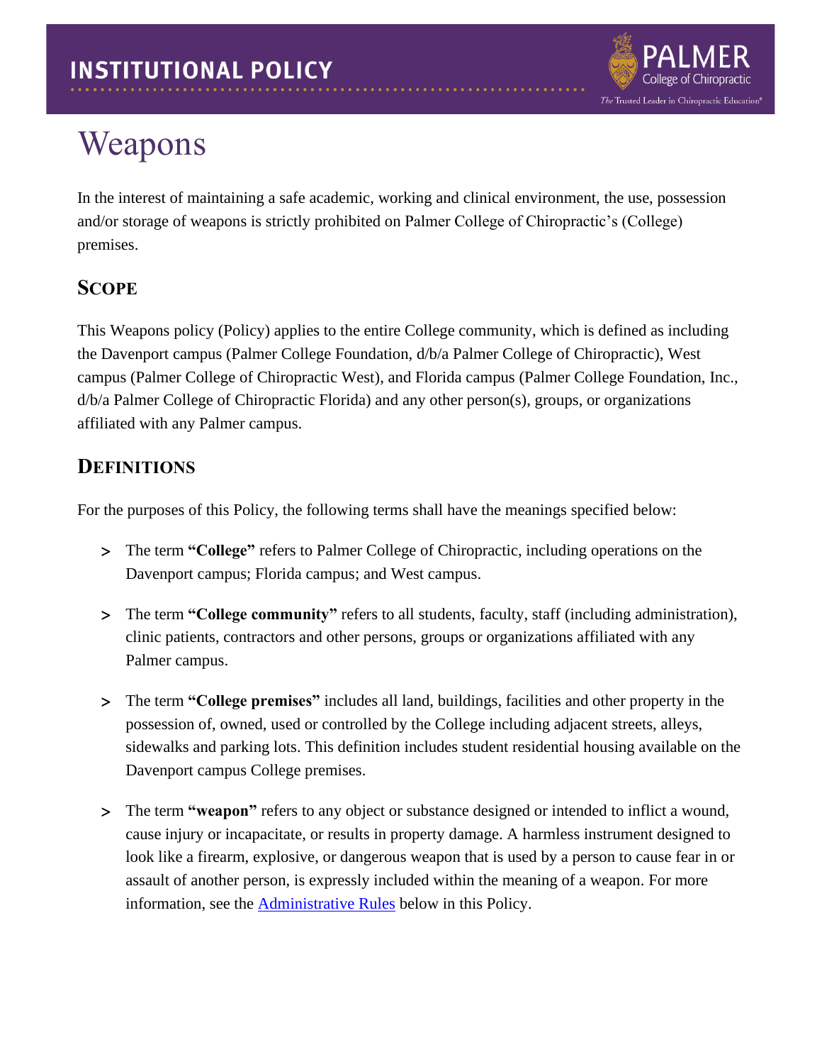INSTITUTIONAL POLICY

# Weapons

In the interest of maintaining a safe academic, working and clinical environment, the use, possession and/or storage of weapons is strictly prohibited on Palmer College of Chiropractic's (College) premises.

## Scope

This Weapons policy (Policy) applies to the entire College community, which is defined as including the Davenport campus (Palmer College Foundation, d/b/a Palmer College of Chiropractic), West campus (Palmer College of Chiropractic West), and Florida campus (Palmer College Foundation, Inc., d/b/a Palmer College of Chiropractic Florida) and any other person(s), groups, or organizations affiliated with any Palmer campus.

## Definitions

For the purposes of this Policy, the following terms shall have the meanings specified below:

- The term **"College"** refers to Palmer College of Chiropractic, including operations on the Davenport campus; Florida campus; and West campus.
- The term **"College community"** refers to all students, faculty, staff (including administration), clinic patients, contractors and other persons, groups or organizations affiliated with any Palmer campus.
- The term **"College premises"** includes all land, buildings, facilities and other property in the possession of, owned, used or controlled by the College including adjacent streets, alleys, sidewalks and parking lots. This definition includes student residential housing available on the Davenport campus College premises.
- The term **"weapon"** refers to any object or substance designed or intended to inflict a wound, cause injury or incapacitate, or results in property damage. A harmless instrument designed to look like a firearm, explosive, or dangerous weapon that is used by a person to cause fear in or assault of another person, is expressly included within the meaning of a weapon. For more information, see the Administrative Rules below in this Policy.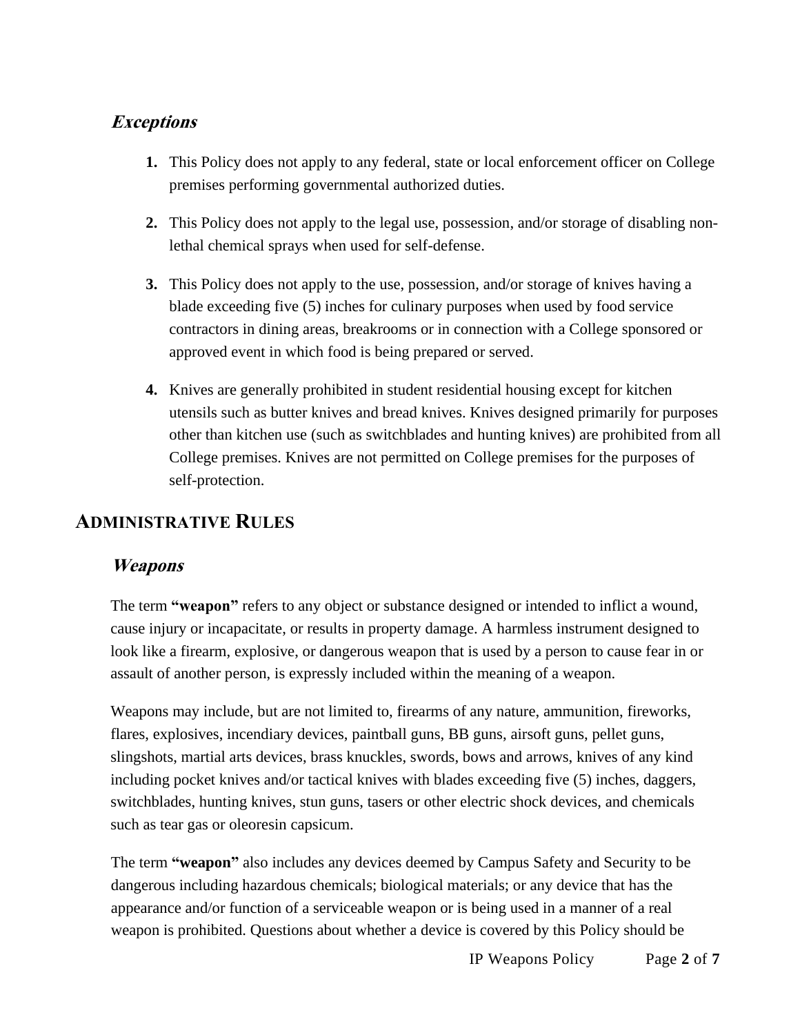### *Exceptions*

1. This Policy does not apply to any federal, state or local enforcement officer on College premises performing governmental authorized duties.

2. This Policy does not apply to the legal use, possession, and/or storage of disabling non-lethal chemical sprays when used for self-defense.

3. This Policy does not apply to the use, possession, and/or storage of knives having a blade exceeding five (5) inches for culinary purposes when used by food service contractors in dining areas, breakrooms or in connection with a College sponsored or approved event in which food is being prepared or served.

4. Knives are generally prohibited in student residential housing except for kitchen utensils such as butter knives and bread knives. Knives designed primarily for purposes other than kitchen use (such as switchblades and hunting knives) are prohibited from all College premises. Knives are not permitted on College premises for the purposes of self-protection.

## ADMINISTRATIVE RULES

### *Weapons*

The term **"weapon"** refers to any object or substance designed or intended to inflict a wound, cause injury or incapacitate, or results in property damage. A harmless instrument designed to look like a firearm, explosive, or dangerous weapon that is used by a person to cause fear in or assault of another person, is expressly included within the meaning of a weapon.

Weapons may include, but are not limited to, firearms of any nature, ammunition, fireworks, flares, explosives, incendiary devices, paintball guns, BB guns, airsoft guns, pellet guns, slingshots, martial arts devices, brass knuckles, swords, bows and arrows, knives of any kind including pocket knives and/or tactical knives with blades exceeding five (5) inches, daggers, switchblades, hunting knives, stun guns, tasers or other electric shock devices, and chemicals such as tear gas or oleoresin capsicum.

The term **"weapon"** also includes any devices deemed by Campus Safety and Security to be dangerous including hazardous chemicals; biological materials; or any device that has the appearance and/or function of a serviceable weapon or is being used in a manner of a real weapon is prohibited. Questions about whether a device is covered by this Policy should be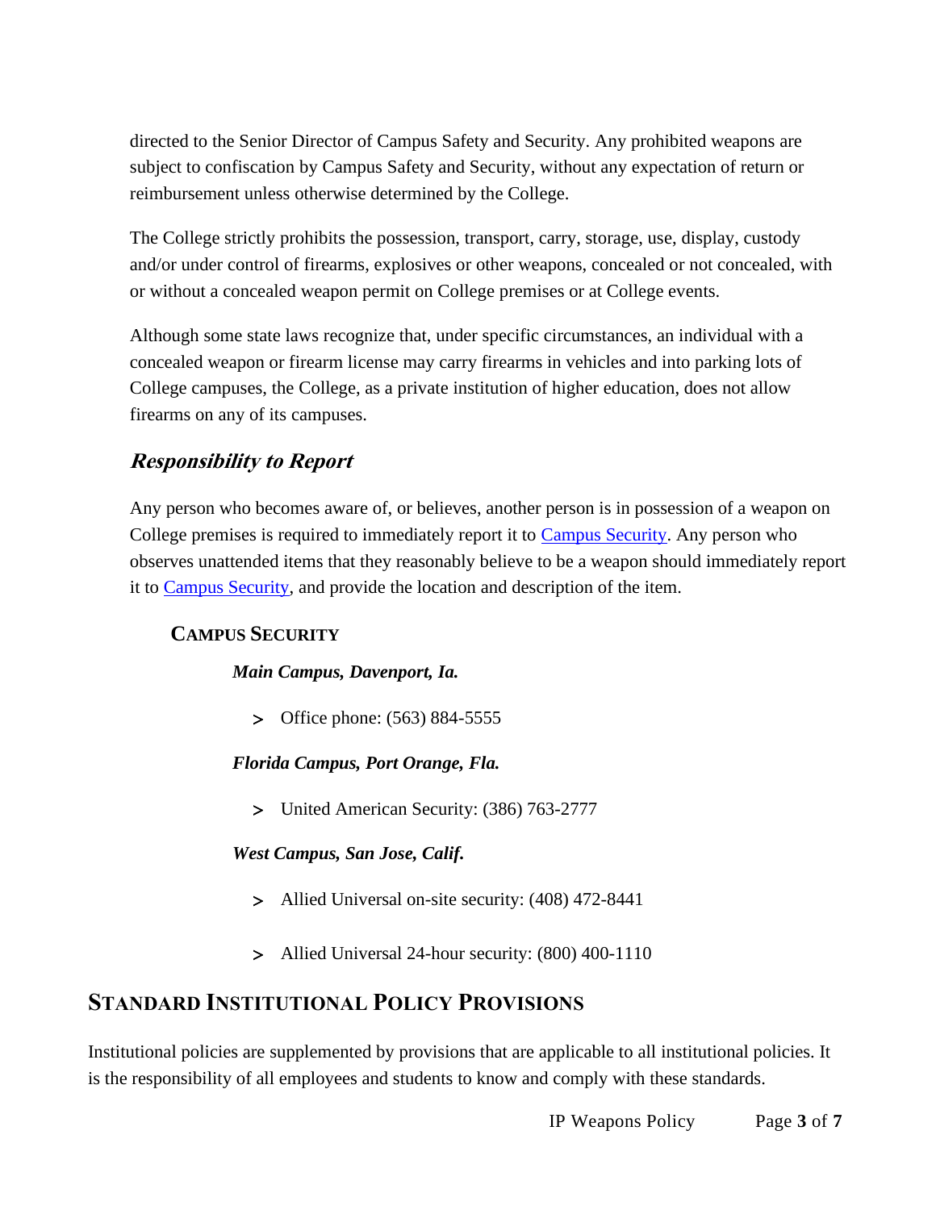directed to the Senior Director of Campus Safety and Security. Any prohibited weapons are subject to confiscation by Campus Safety and Security, without any expectation of return or reimbursement unless otherwise determined by the College.

The College strictly prohibits the possession, transport, carry, storage, use, display, custody and/or under control of firearms, explosives or other weapons, concealed or not concealed, with or without a concealed weapon permit on College premises or at College events.

Although some state laws recognize that, under specific circumstances, an individual with a concealed weapon or firearm license may carry firearms in vehicles and into parking lots of College campuses, the College, as a private institution of higher education, does not allow firearms on any of its campuses.

### *Responsibility to Report*

Any person who becomes aware of, or believes, another person is in possession of a weapon on College premises is required to immediately report it to Campus Security. Any person who observes unattended items that they reasonably believe to be a weapon should immediately report it to Campus Security, and provide the location and description of the item.

#### Campus Security

***Main Campus, Davenport, Ia.***

- Office phone: (563) 884-5555

***Florida Campus, Port Orange, Fla.***

- United American Security: (386) 763-2777

***West Campus, San Jose, Calif.***

- Allied Universal on-site security: (408) 472-8441
- Allied Universal 24-hour security: (800) 400-1110

## Standard Institutional Policy Provisions

Institutional policies are supplemented by provisions that are applicable to all institutional policies. It is the responsibility of all employees and students to know and comply with these standards.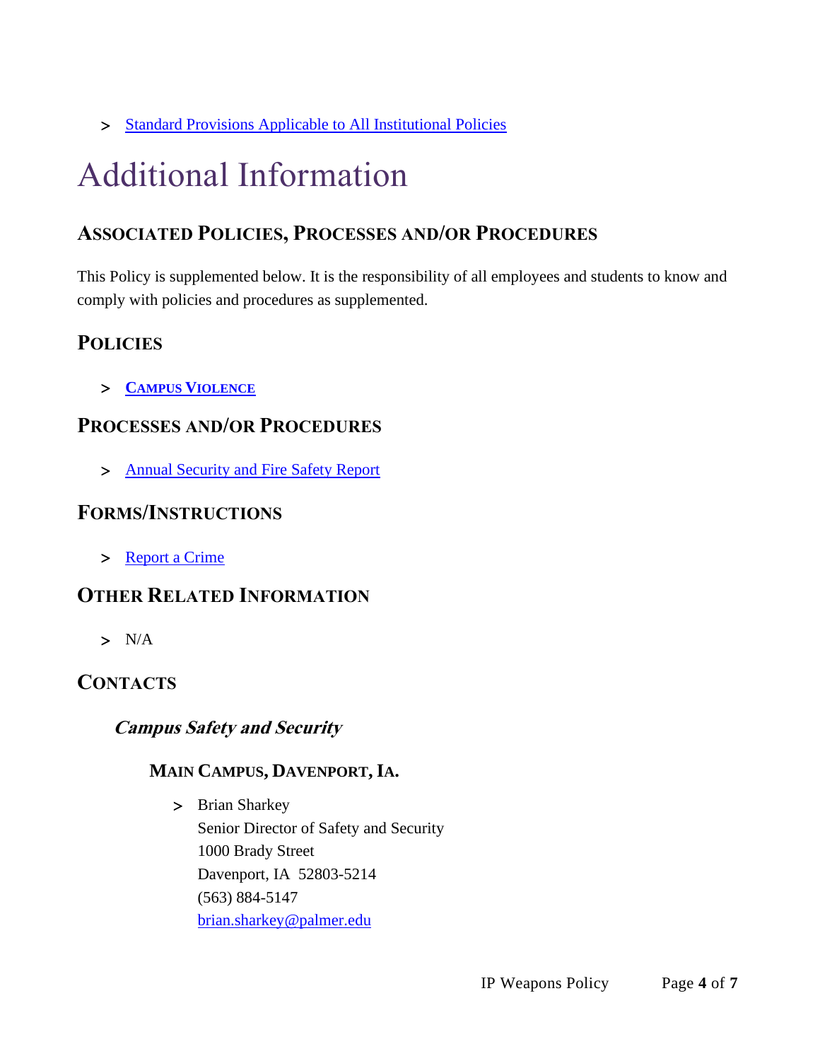- Standard Provisions Applicable to All Institutional Policies

# Additional Information

## Associated Policies, Processes and/or Procedures

This Policy is supplemented below. It is the responsibility of all employees and students to know and comply with policies and procedures as supplemented.

## Policies

- **Campus Violence**

## Processes and/or Procedures

- Annual Security and Fire Safety Report

## Forms/Instructions

- Report a Crime

## Other Related Information

- N/A

## Contacts

### *Campus Safety and Security*

#### Main Campus, Davenport, Ia.

- Brian Sharkey
  Senior Director of Safety and Security
  1000 Brady Street
  Davenport, IA 52803-5214
  (563) 884-5147
  brian.sharkey@palmer.edu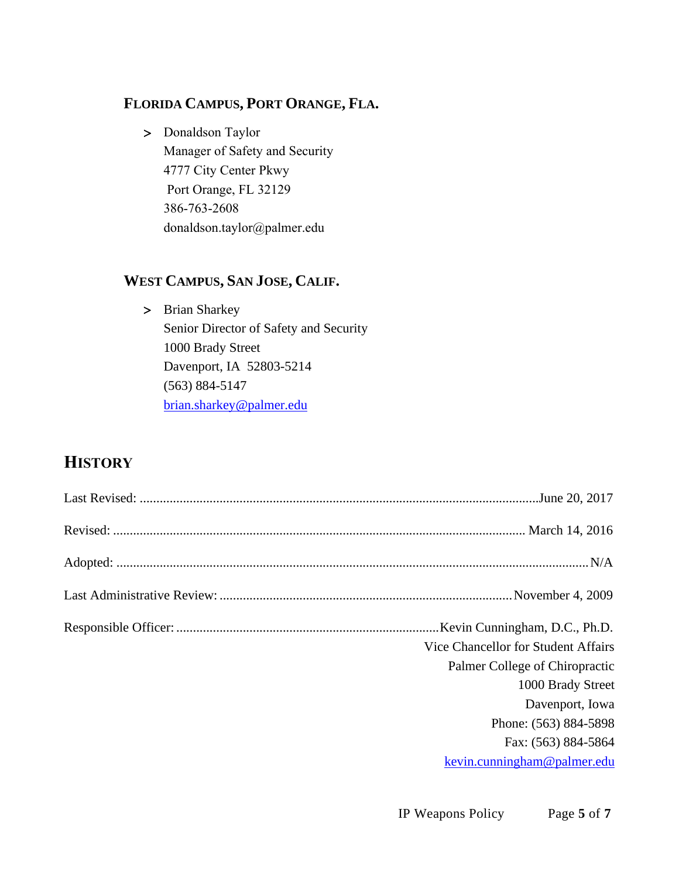### Florida Campus, Port Orange, Fla.

> Donaldson Taylor
> Manager of Safety and Security
> 4777 City Center Pkwy
> Port Orange, FL 32129
> 386-763-2608
> donaldson.taylor@palmer.edu

### West Campus, San Jose, Calif.

> Brian Sharkey
> Senior Director of Safety and Security
> 1000 Brady Street
> Davenport, IA 52803-5214
> (563) 884-5147
> brian.sharkey@palmer.edu

## History

Last Revised: June 20, 2017

Revised: March 14, 2016

Adopted: N/A

Last Administrative Review: November 4, 2009

Responsible Officer: Kevin Cunningham, D.C., Ph.D.
Vice Chancellor for Student Affairs
Palmer College of Chiropractic
1000 Brady Street
Davenport, Iowa
Phone: (563) 884-5898
Fax: (563) 884-5864
kevin.cunningham@palmer.edu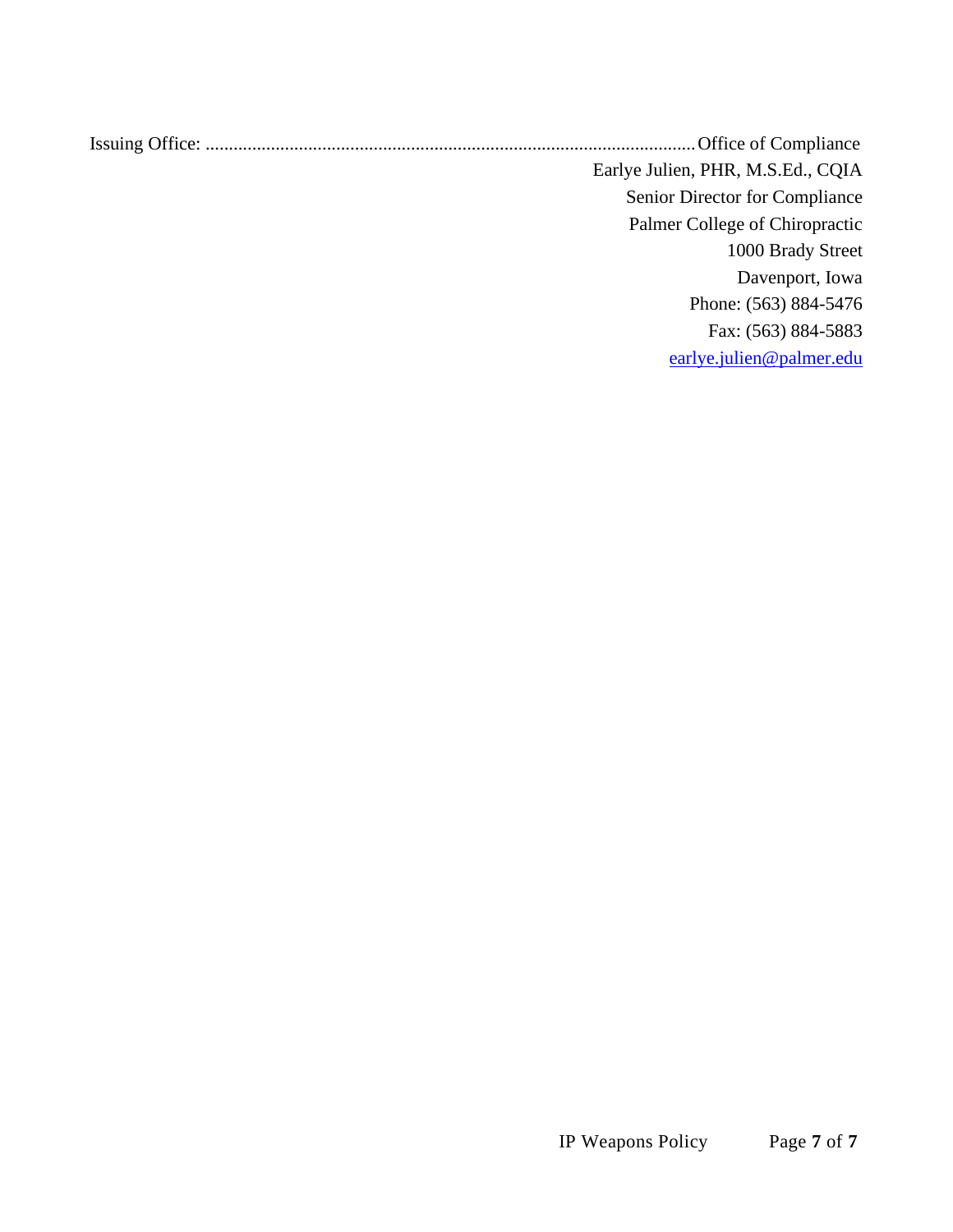Issuing Office: ........................................................................................................Office of Compliance

Earlye Julien, PHR, M.S.Ed., CQIA
Senior Director for Compliance
Palmer College of Chiropractic
1000 Brady Street
Davenport, Iowa
Phone: (563) 884-5476
Fax: (563) 884-5883
earlye.julien@palmer.edu